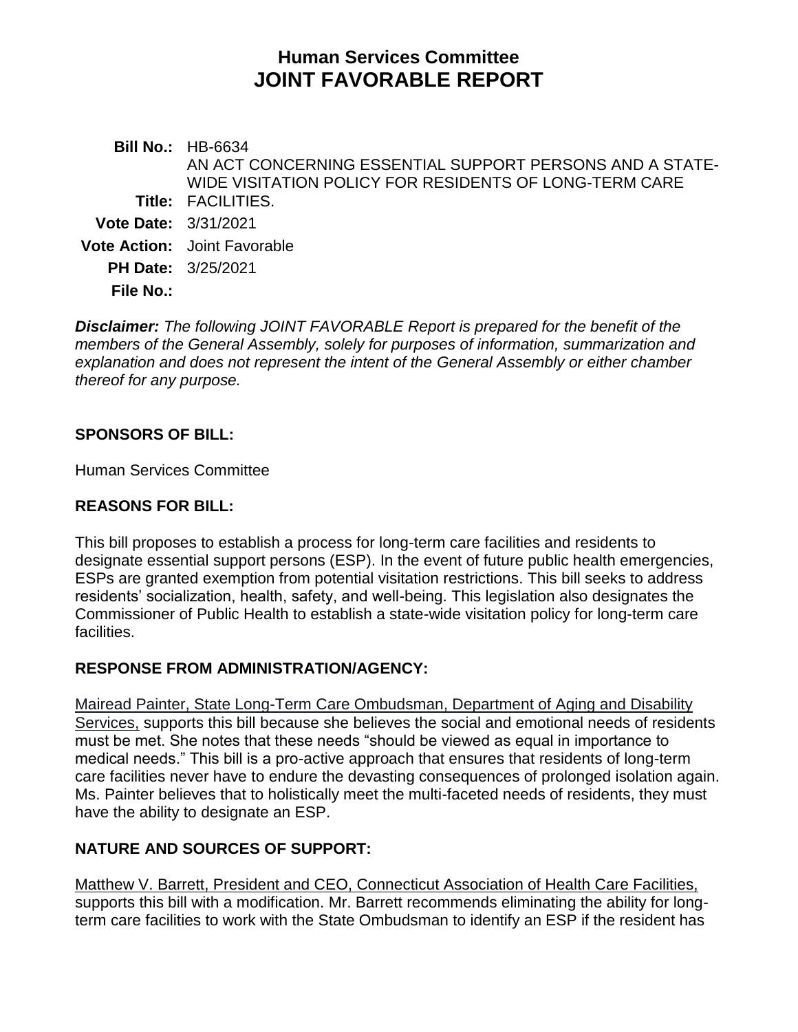# Human Services Committee
# JOINT FAVORABLE REPORT

**Bill No.:** HB-6634

**Title:** AN ACT CONCERNING ESSENTIAL SUPPORT PERSONS AND A STATE-WIDE VISITATION POLICY FOR RESIDENTS OF LONG-TERM CARE FACILITIES.

**Vote Date:** 3/31/2021

**Vote Action:** Joint Favorable

**PH Date:** 3/25/2021

**File No.:**

***Disclaimer:*** *The following JOINT FAVORABLE Report is prepared for the benefit of the members of the General Assembly, solely for purposes of information, summarization and explanation and does not represent the intent of the General Assembly or either chamber thereof for any purpose.*

## SPONSORS OF BILL:

Human Services Committee

## REASONS FOR BILL:

This bill proposes to establish a process for long-term care facilities and residents to designate essential support persons (ESP). In the event of future public health emergencies, ESPs are granted exemption from potential visitation restrictions. This bill seeks to address residents' socialization, health, safety, and well-being. This legislation also designates the Commissioner of Public Health to establish a state-wide visitation policy for long-term care facilities.

## RESPONSE FROM ADMINISTRATION/AGENCY:

Mairead Painter, State Long-Term Care Ombudsman, Department of Aging and Disability Services, supports this bill because she believes the social and emotional needs of residents must be met. She notes that these needs "should be viewed as equal in importance to medical needs." This bill is a pro-active approach that ensures that residents of long-term care facilities never have to endure the devasting consequences of prolonged isolation again. Ms. Painter believes that to holistically meet the multi-faceted needs of residents, they must have the ability to designate an ESP.

## NATURE AND SOURCES OF SUPPORT:

Matthew V. Barrett, President and CEO, Connecticut Association of Health Care Facilities, supports this bill with a modification. Mr. Barrett recommends eliminating the ability for long-term care facilities to work with the State Ombudsman to identify an ESP if the resident has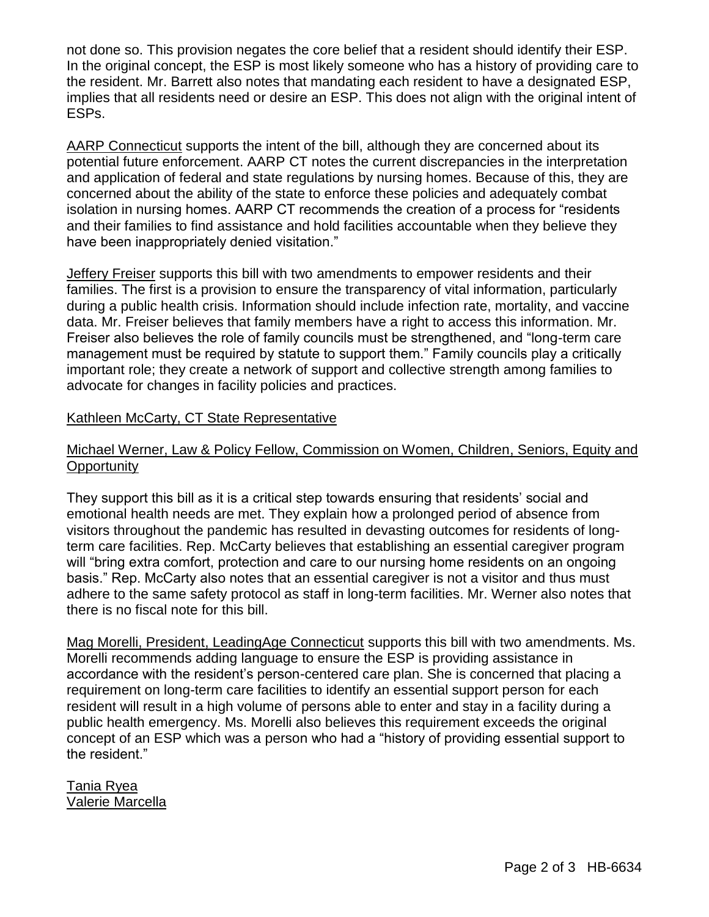not done so. This provision negates the core belief that a resident should identify their ESP. In the original concept, the ESP is most likely someone who has a history of providing care to the resident. Mr. Barrett also notes that mandating each resident to have a designated ESP, implies that all residents need or desire an ESP. This does not align with the original intent of ESPs.

<u>AARP Connecticut</u> supports the intent of the bill, although they are concerned about its potential future enforcement. AARP CT notes the current discrepancies in the interpretation and application of federal and state regulations by nursing homes. Because of this, they are concerned about the ability of the state to enforce these policies and adequately combat isolation in nursing homes. AARP CT recommends the creation of a process for "residents and their families to find assistance and hold facilities accountable when they believe they have been inappropriately denied visitation."

<u>Jeffery Freiser</u> supports this bill with two amendments to empower residents and their families. The first is a provision to ensure the transparency of vital information, particularly during a public health crisis. Information should include infection rate, mortality, and vaccine data. Mr. Freiser believes that family members have a right to access this information. Mr. Freiser also believes the role of family councils must be strengthened, and "long-term care management must be required by statute to support them." Family councils play a critically important role; they create a network of support and collective strength among families to advocate for changes in facility policies and practices.

<u>Kathleen McCarty, CT State Representative</u>

<u>Michael Werner, Law & Policy Fellow, Commission on Women, Children, Seniors, Equity and Opportunity</u>

They support this bill as it is a critical step towards ensuring that residents' social and emotional health needs are met. They explain how a prolonged period of absence from visitors throughout the pandemic has resulted in devasting outcomes for residents of long-term care facilities. Rep. McCarty believes that establishing an essential caregiver program will "bring extra comfort, protection and care to our nursing home residents on an ongoing basis." Rep. McCarty also notes that an essential caregiver is not a visitor and thus must adhere to the same safety protocol as staff in long-term facilities. Mr. Werner also notes that there is no fiscal note for this bill.

<u>Mag Morelli, President, LeadingAge Connecticut</u> supports this bill with two amendments. Ms. Morelli recommends adding language to ensure the ESP is providing assistance in accordance with the resident's person-centered care plan. She is concerned that placing a requirement on long-term care facilities to identify an essential support person for each resident will result in a high volume of persons able to enter and stay in a facility during a public health emergency. Ms. Morelli also believes this requirement exceeds the original concept of an ESP which was a person who had a "history of providing essential support to the resident."

<u>Tania Ryea</u>
<u>Valerie Marcella</u>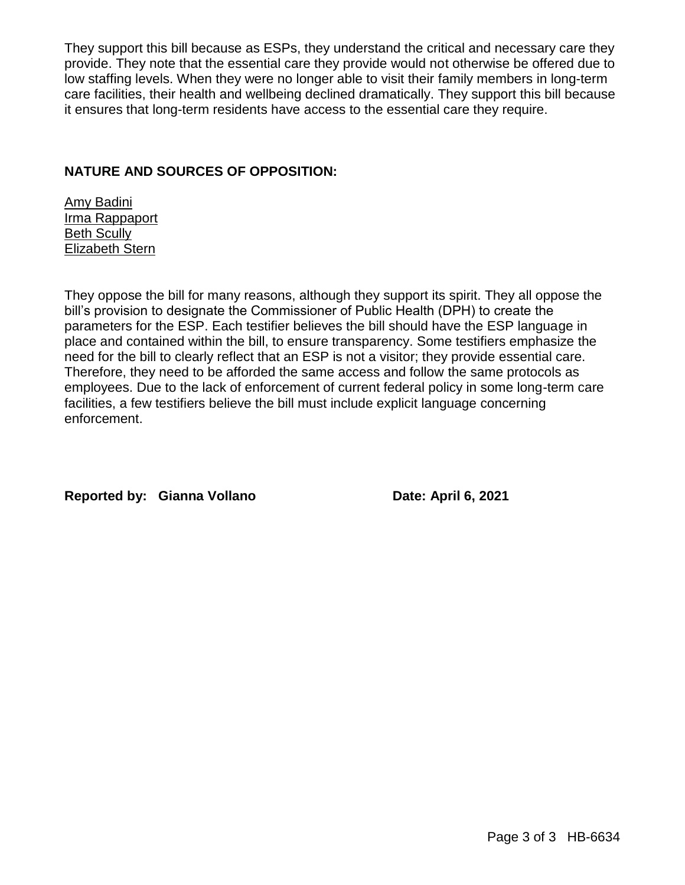They support this bill because as ESPs, they understand the critical and necessary care they provide. They note that the essential care they provide would not otherwise be offered due to low staffing levels. When they were no longer able to visit their family members in long-term care facilities, their health and wellbeing declined dramatically. They support this bill because it ensures that long-term residents have access to the essential care they require.

**NATURE AND SOURCES OF OPPOSITION:**

Amy Badini
Irma Rappaport
Beth Scully
Elizabeth Stern

They oppose the bill for many reasons, although they support its spirit. They all oppose the bill's provision to designate the Commissioner of Public Health (DPH) to create the parameters for the ESP. Each testifier believes the bill should have the ESP language in place and contained within the bill, to ensure transparency. Some testifiers emphasize the need for the bill to clearly reflect that an ESP is not a visitor; they provide essential care. Therefore, they need to be afforded the same access and follow the same protocols as employees. Due to the lack of enforcement of current federal policy in some long-term care facilities, a few testifiers believe the bill must include explicit language concerning enforcement.

**Reported by: Gianna Vollano** **Date: April 6, 2021**